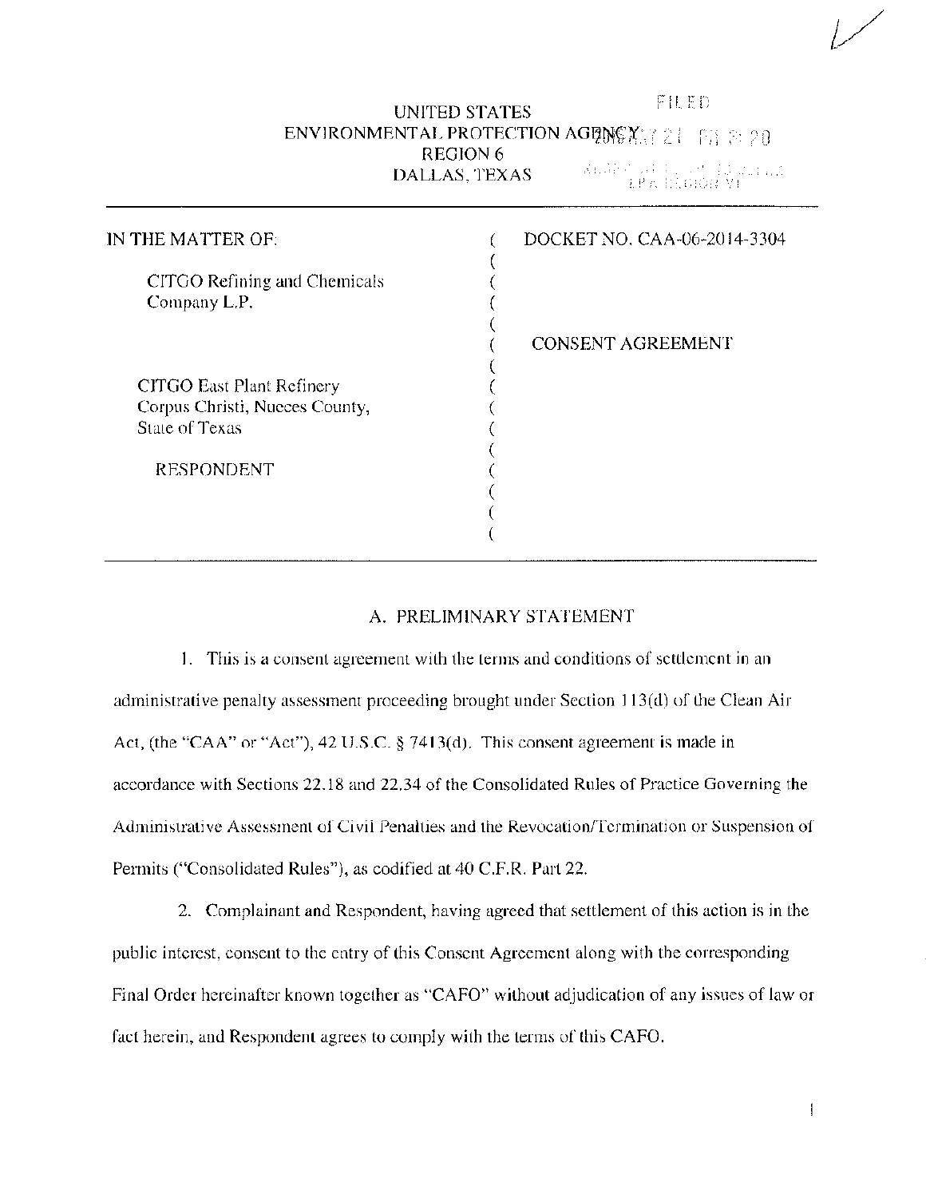UNITED STATES
ENVIRONMENTAL PROTECTION AGENCY
REGION 6
DALLAS, TEXAS

FILED

| IN THE MATTER OF: | DOCKET NO. CAA-06-2014-3304 |
|---|---|
| CITGO Refining and Chemicals Company L.P. | |
| | CONSENT AGREEMENT |
| CITGO East Plant Refinery Corpus Christi, Nueces County, State of Texas | |
| RESPONDENT | |

## A. PRELIMINARY STATEMENT

1. This is a consent agreement with the terms and conditions of settlement in an administrative penalty assessment proceeding brought under Section 113(d) of the Clean Air Act, (the "CAA" or "Act"), 42 U.S.C. § 7413(d). This consent agreement is made in accordance with Sections 22.18 and 22.34 of the Consolidated Rules of Practice Governing the Administrative Assessment of Civil Penalties and the Revocation/Termination or Suspension of Permits ("Consolidated Rules"), as codified at 40 C.F.R. Part 22.

2. Complainant and Respondent, having agreed that settlement of this action is in the public interest, consent to the entry of this Consent Agreement along with the corresponding Final Order hereinafter known together as "CAFO" without adjudication of any issues of law or fact herein, and Respondent agrees to comply with the terms of this CAFO.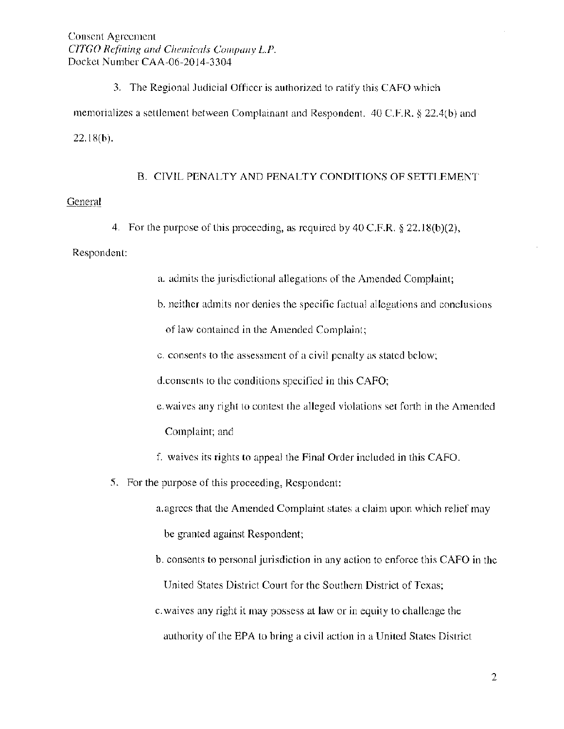3. The Regional Judicial Officer is authorized to ratify this CAFO which memorializes a settlement between Complainant and Respondent. 40 C.F.R. § 22.4(b) and 22.18(b).

## B. CIVIL PENALTY AND PENALTY CONDITIONS OF SETTLEMENT

General

4. For the purpose of this proceeding, as required by 40 C.F.R. § 22.18(b)(2), Respondent:

   a. admits the jurisdictional allegations of the Amended Complaint;

   b. neither admits nor denies the specific factual allegations and conclusions of law contained in the Amended Complaint;

   c. consents to the assessment of a civil penalty as stated below;

   d. consents to the conditions specified in this CAFO;

   e. waives any right to contest the alleged violations set forth in the Amended Complaint; and

   f. waives its rights to appeal the Final Order included in this CAFO.

5. For the purpose of this proceeding, Respondent:

   a. agrees that the Amended Complaint states a claim upon which relief may be granted against Respondent;

   b. consents to personal jurisdiction in any action to enforce this CAFO in the United States District Court for the Southern District of Texas;

   c. waives any right it may possess at law or in equity to challenge the authority of the EPA to bring a civil action in a United States District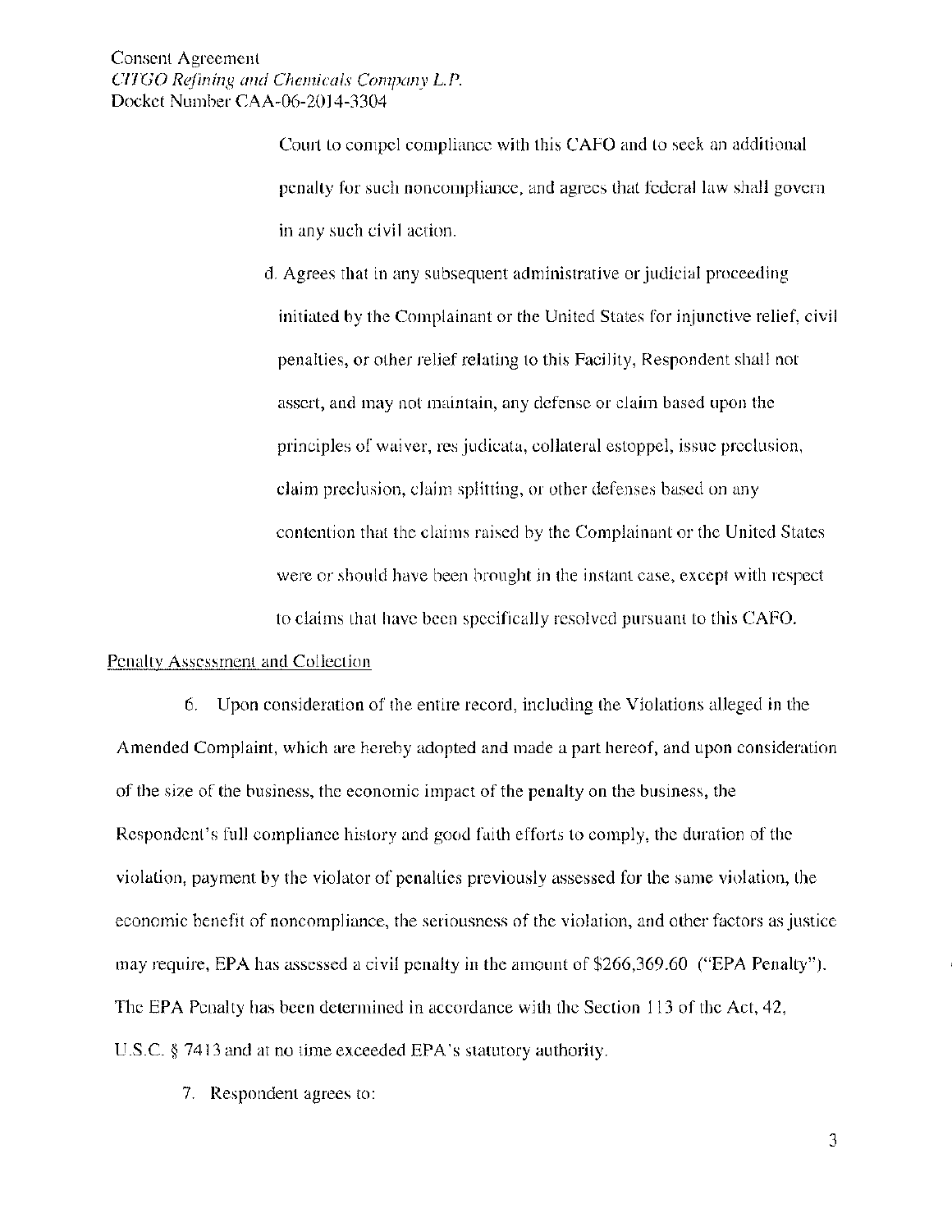Court to compel compliance with this CAFO and to seek an additional penalty for such noncompliance, and agrees that federal law shall govern in any such civil action.

d. Agrees that in any subsequent administrative or judicial proceeding initiated by the Complainant or the United States for injunctive relief, civil penalties, or other relief relating to this Facility, Respondent shall not assert, and may not maintain, any defense or claim based upon the principles of waiver, res judicata, collateral estoppel, issue preclusion, claim preclusion, claim splitting, or other defenses based on any contention that the claims raised by the Complainant or the United States were or should have been brought in the instant case, except with respect to claims that have been specifically resolved pursuant to this CAFO.

<u>Penalty Assessment and Collection</u>

6. Upon consideration of the entire record, including the Violations alleged in the Amended Complaint, which are hereby adopted and made a part hereof, and upon consideration of the size of the business, the economic impact of the penalty on the business, the Respondent's full compliance history and good faith efforts to comply, the duration of the violation, payment by the violator of penalties previously assessed for the same violation, the economic benefit of noncompliance, the seriousness of the violation, and other factors as justice may require, EPA has assessed a civil penalty in the amount of $266,369.60 ("EPA Penalty"). The EPA Penalty has been determined in accordance with the Section 113 of the Act, 42, U.S.C. § 7413 and at no time exceeded EPA's statutory authority.

7. Respondent agrees to: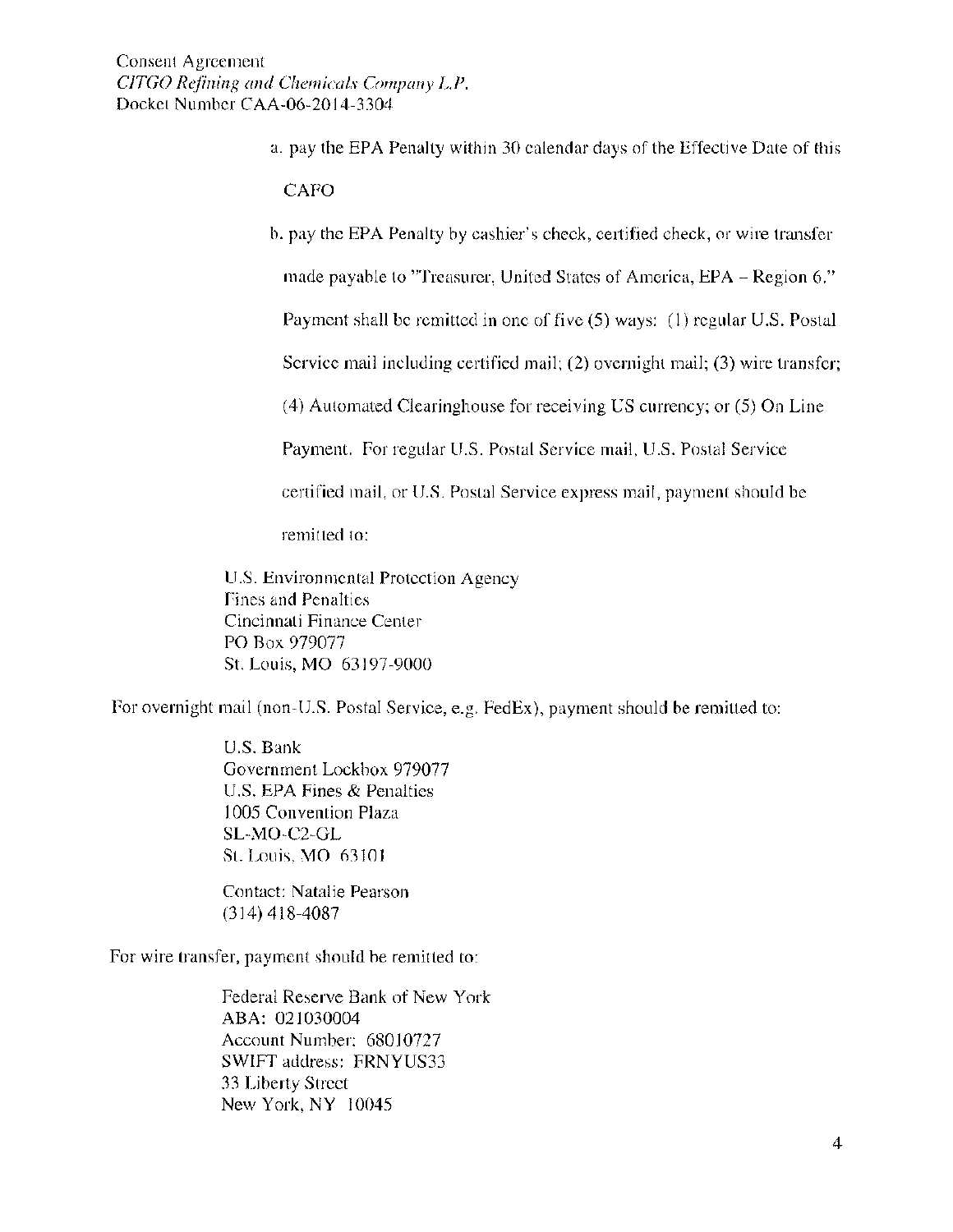a. pay the EPA Penalty within 30 calendar days of the Effective Date of this CAFO

b. pay the EPA Penalty by cashier's check, certified check, or wire transfer made payable to "Treasurer, United States of America, EPA – Region 6." Payment shall be remitted in one of five (5) ways: (1) regular U.S. Postal Service mail including certified mail; (2) overnight mail; (3) wire transfer; (4) Automated Clearinghouse for receiving US currency; or (5) On Line Payment. For regular U.S. Postal Service mail, U.S. Postal Service certified mail, or U.S. Postal Service express mail, payment should be remitted to:

U.S. Environmental Protection Agency  
Fines and Penalties  
Cincinnati Finance Center  
PO Box 979077  
St. Louis, MO 63197-9000

For overnight mail (non-U.S. Postal Service, e.g. FedEx), payment should be remitted to:

U.S. Bank  
Government Lockbox 979077  
U.S. EPA Fines & Penalties  
1005 Convention Plaza  
SL-MO-C2-GL  
St. Louis, MO 63101

Contact: Natalie Pearson  
(314) 418-4087

For wire transfer, payment should be remitted to:

Federal Reserve Bank of New York  
ABA: 021030004  
Account Number: 68010727  
SWIFT address: FRNYUS33  
33 Liberty Street  
New York, NY 10045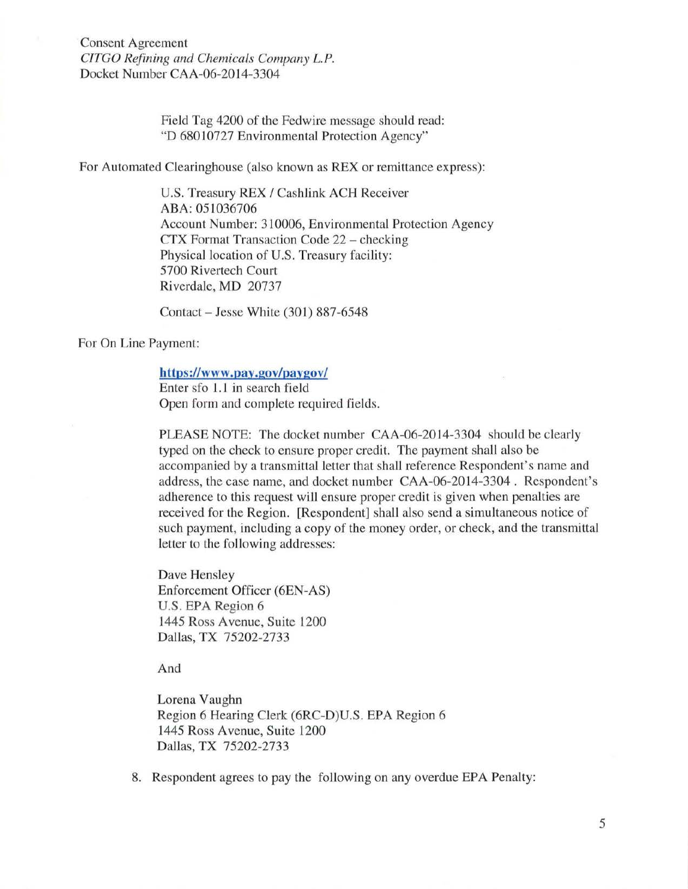Field Tag 4200 of the Fedwire message should read:
"D 68010727 Environmental Protection Agency"

For Automated Clearinghouse (also known as REX or remittance express):

U.S. Treasury REX / Cashlink ACH Receiver
ABA: 051036706
Account Number: 310006, Environmental Protection Agency
CTX Format Transaction Code 22 – checking
Physical location of U.S. Treasury facility:
5700 Rivertech Court
Riverdale, MD 20737

Contact – Jesse White (301) 887-6548

For On Line Payment:

**https://www.pay.gov/paygov/**
Enter sfo 1.1 in search field
Open form and complete required fields.

PLEASE NOTE: The docket number CAA-06-2014-3304 should be clearly typed on the check to ensure proper credit. The payment shall also be accompanied by a transmittal letter that shall reference Respondent's name and address, the case name, and docket number CAA-06-2014-3304 . Respondent's adherence to this request will ensure proper credit is given when penalties are received for the Region. [Respondent] shall also send a simultaneous notice of such payment, including a copy of the money order, or check, and the transmittal letter to the following addresses:

Dave Hensley
Enforcement Officer (6EN-AS)
U.S. EPA Region 6
1445 Ross Avenue, Suite 1200
Dallas, TX 75202-2733

And

Lorena Vaughn
Region 6 Hearing Clerk (6RC-D)U.S. EPA Region 6
1445 Ross Avenue, Suite 1200
Dallas, TX 75202-2733

8. Respondent agrees to pay the following on any overdue EPA Penalty: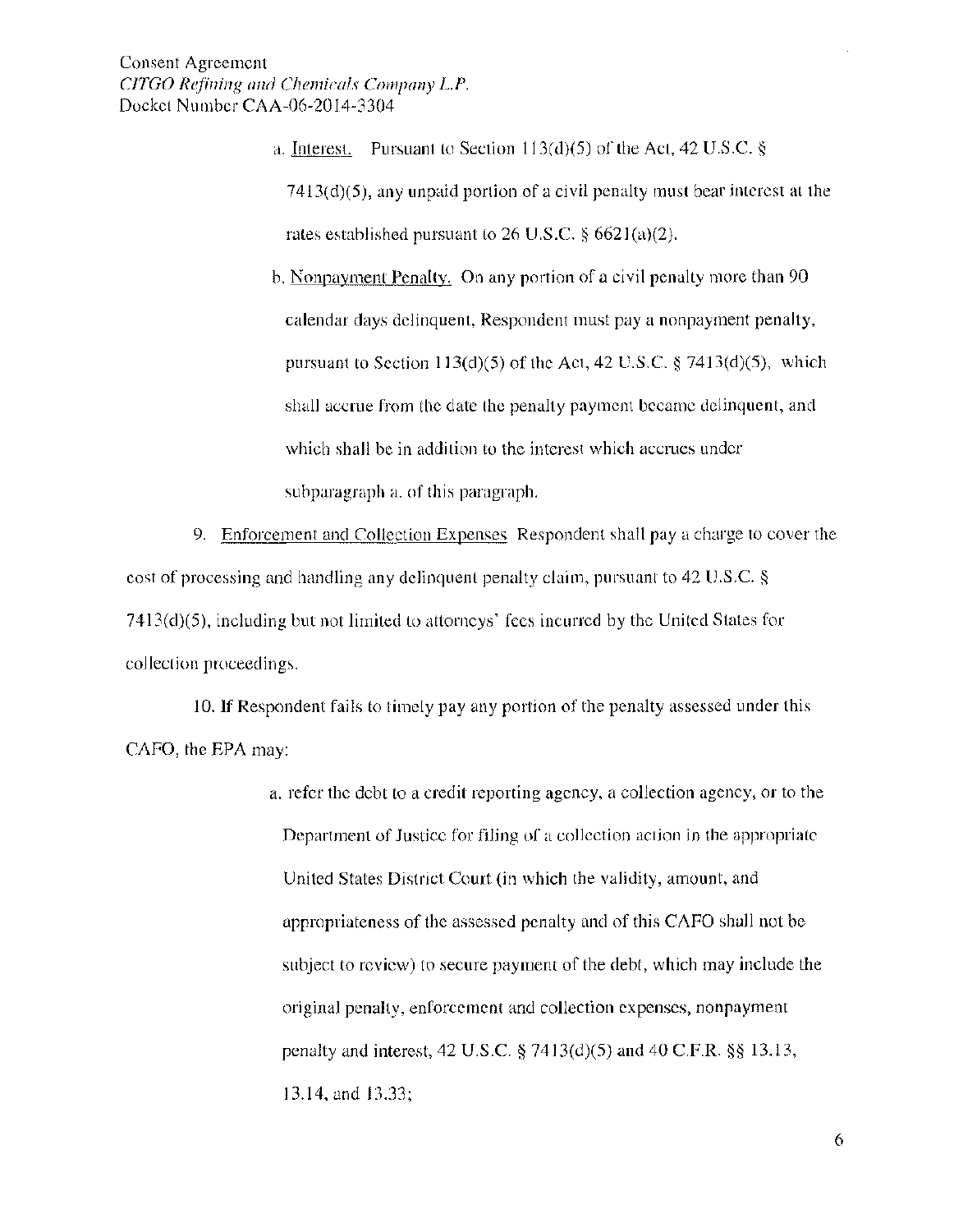a. Interest. Pursuant to Section 113(d)(5) of the Act, 42 U.S.C. § 7413(d)(5), any unpaid portion of a civil penalty must bear interest at the rates established pursuant to 26 U.S.C. § 6621(a)(2).

b. Nonpayment Penalty. On any portion of a civil penalty more than 90 calendar days delinquent, Respondent must pay a nonpayment penalty, pursuant to Section 113(d)(5) of the Act, 42 U.S.C. § 7413(d)(5), which shall accrue from the date the penalty payment became delinquent, and which shall be in addition to the interest which accrues under subparagraph a. of this paragraph.

9. Enforcement and Collection Expenses Respondent shall pay a charge to cover the cost of processing and handling any delinquent penalty claim, pursuant to 42 U.S.C. § 7413(d)(5), including but not limited to attorneys' fees incurred by the United States for collection proceedings.

10. If Respondent fails to timely pay any portion of the penalty assessed under this CAFO, the EPA may:

a. refer the debt to a credit reporting agency, a collection agency, or to the Department of Justice for filing of a collection action in the appropriate United States District Court (in which the validity, amount, and appropriateness of the assessed penalty and of this CAFO shall not be subject to review) to secure payment of the debt, which may include the original penalty, enforcement and collection expenses, nonpayment penalty and interest, 42 U.S.C. § 7413(d)(5) and 40 C.F.R. §§ 13.13, 13.14, and 13.33;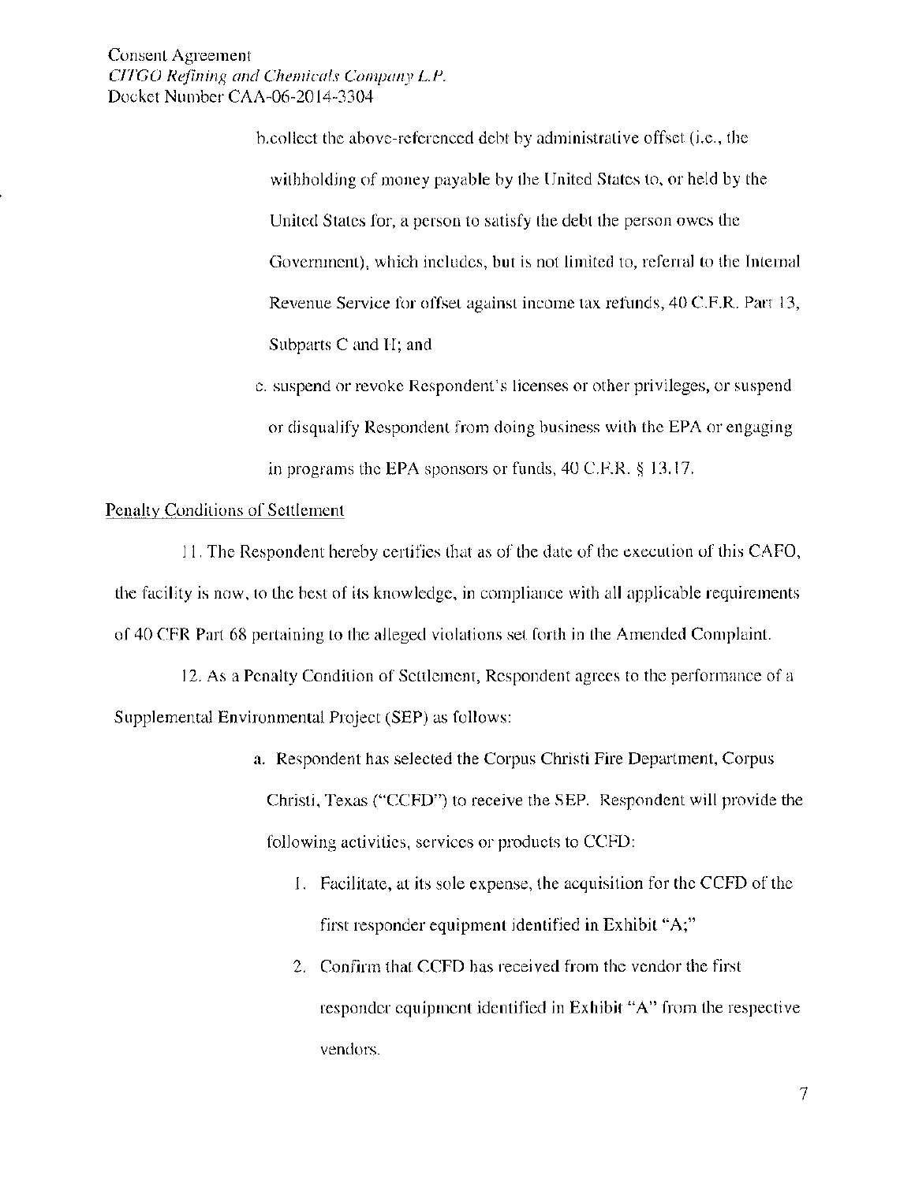b.collect the above-referenced debt by administrative offset (i.e., the withholding of money payable by the United States to, or held by the United States for, a person to satisfy the debt the person owes the Government), which includes, but is not limited to, referral to the Internal Revenue Service for offset against income tax refunds, 40 C.F.R. Part 13, Subparts C and H; and

c. suspend or revoke Respondent's licenses or other privileges, or suspend or disqualify Respondent from doing business with the EPA or engaging in programs the EPA sponsors or funds, 40 C.F.R. § 13.17.

Penalty Conditions of Settlement

11. The Respondent hereby certifies that as of the date of the execution of this CAFO, the facility is now, to the best of its knowledge, in compliance with all applicable requirements of 40 CFR Part 68 pertaining to the alleged violations set forth in the Amended Complaint.

12. As a Penalty Condition of Settlement, Respondent agrees to the performance of a Supplemental Environmental Project (SEP) as follows:

a. Respondent has selected the Corpus Christi Fire Department, Corpus Christi, Texas ("CCFD") to receive the SEP. Respondent will provide the following activities, services or products to CCFD:

1. Facilitate, at its sole expense, the acquisition for the CCFD of the first responder equipment identified in Exhibit "A;"
2. Confirm that CCFD has received from the vendor the first responder equipment identified in Exhibit "A" from the respective vendors.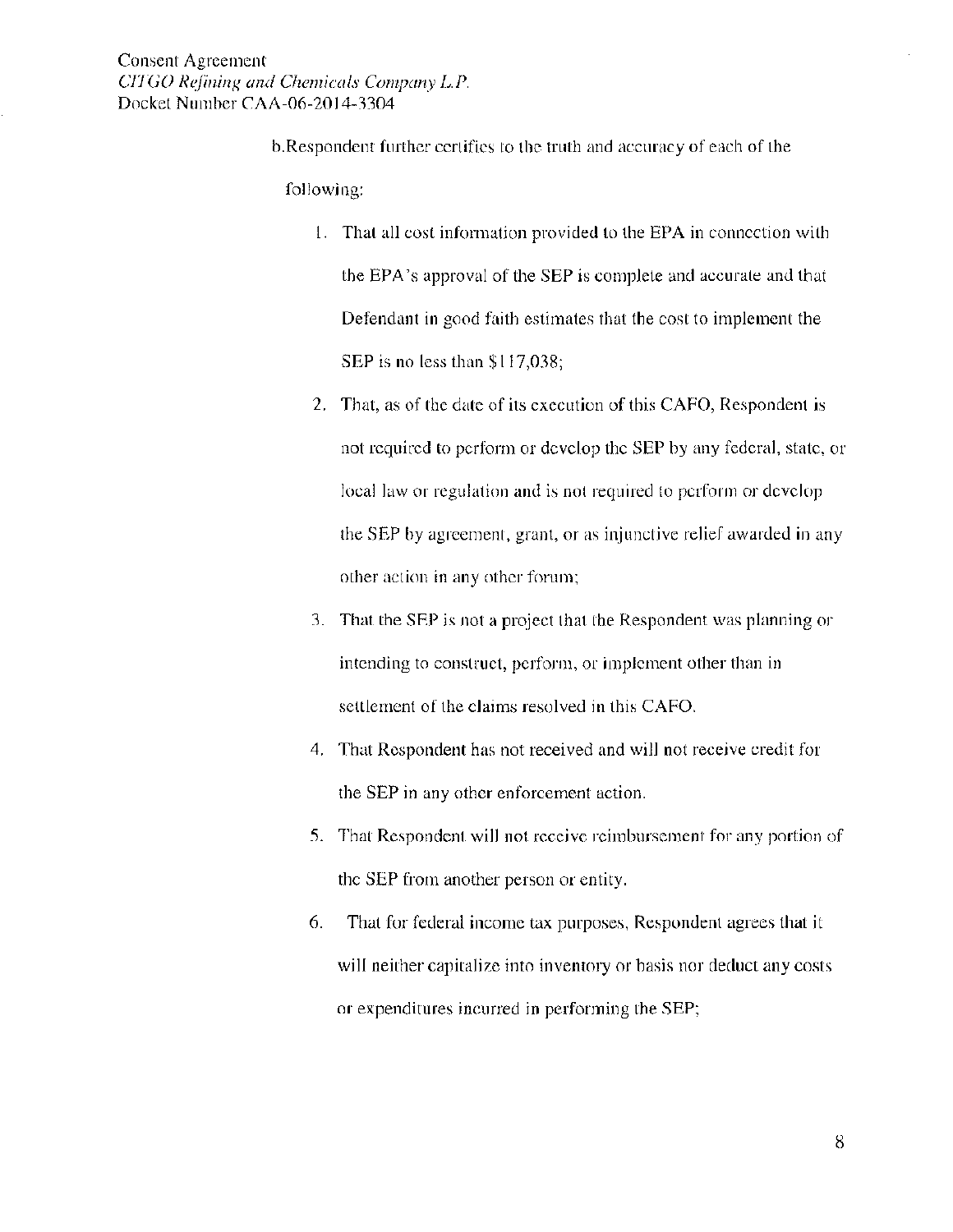b. Respondent further certifies to the truth and accuracy of each of the following:

1. That all cost information provided to the EPA in connection with the EPA's approval of the SEP is complete and accurate and that Defendant in good faith estimates that the cost to implement the SEP is no less than $117,038;
2. That, as of the date of its execution of this CAFO, Respondent is not required to perform or develop the SEP by any federal, state, or local law or regulation and is not required to perform or develop the SEP by agreement, grant, or as injunctive relief awarded in any other action in any other forum;
3. That the SEP is not a project that the Respondent was planning or intending to construct, perform, or implement other than in settlement of the claims resolved in this CAFO.
4. That Respondent has not received and will not receive credit for the SEP in any other enforcement action.
5. That Respondent will not receive reimbursement for any portion of the SEP from another person or entity.
6. That for federal income tax purposes, Respondent agrees that it will neither capitalize into inventory or basis nor deduct any costs or expenditures incurred in performing the SEP;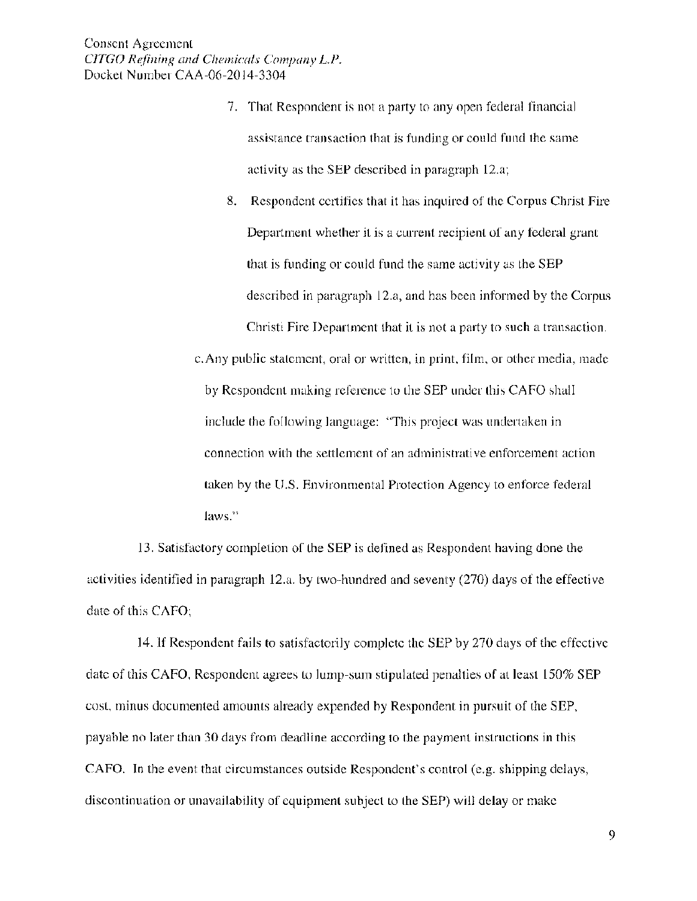7. That Respondent is not a party to any open federal financial assistance transaction that is funding or could fund the same activity as the SEP described in paragraph 12.a;

8. Respondent certifies that it has inquired of the Corpus Christ Fire Department whether it is a current recipient of any federal grant that is funding or could fund the same activity as the SEP described in paragraph 12.a, and has been informed by the Corpus Christi Fire Department that it is not a party to such a transaction.

c. Any public statement, oral or written, in print, film, or other media, made by Respondent making reference to the SEP under this CAFO shall include the following language: "This project was undertaken in connection with the settlement of an administrative enforcement action taken by the U.S. Environmental Protection Agency to enforce federal laws."

13. Satisfactory completion of the SEP is defined as Respondent having done the activities identified in paragraph 12.a. by two-hundred and seventy (270) days of the effective date of this CAFO;

14. If Respondent fails to satisfactorily complete the SEP by 270 days of the effective date of this CAFO, Respondent agrees to lump-sum stipulated penalties of at least 150% SEP cost, minus documented amounts already expended by Respondent in pursuit of the SEP, payable no later than 30 days from deadline according to the payment instructions in this CAFO. In the event that circumstances outside Respondent's control (e.g. shipping delays, discontinuation or unavailability of equipment subject to the SEP) will delay or make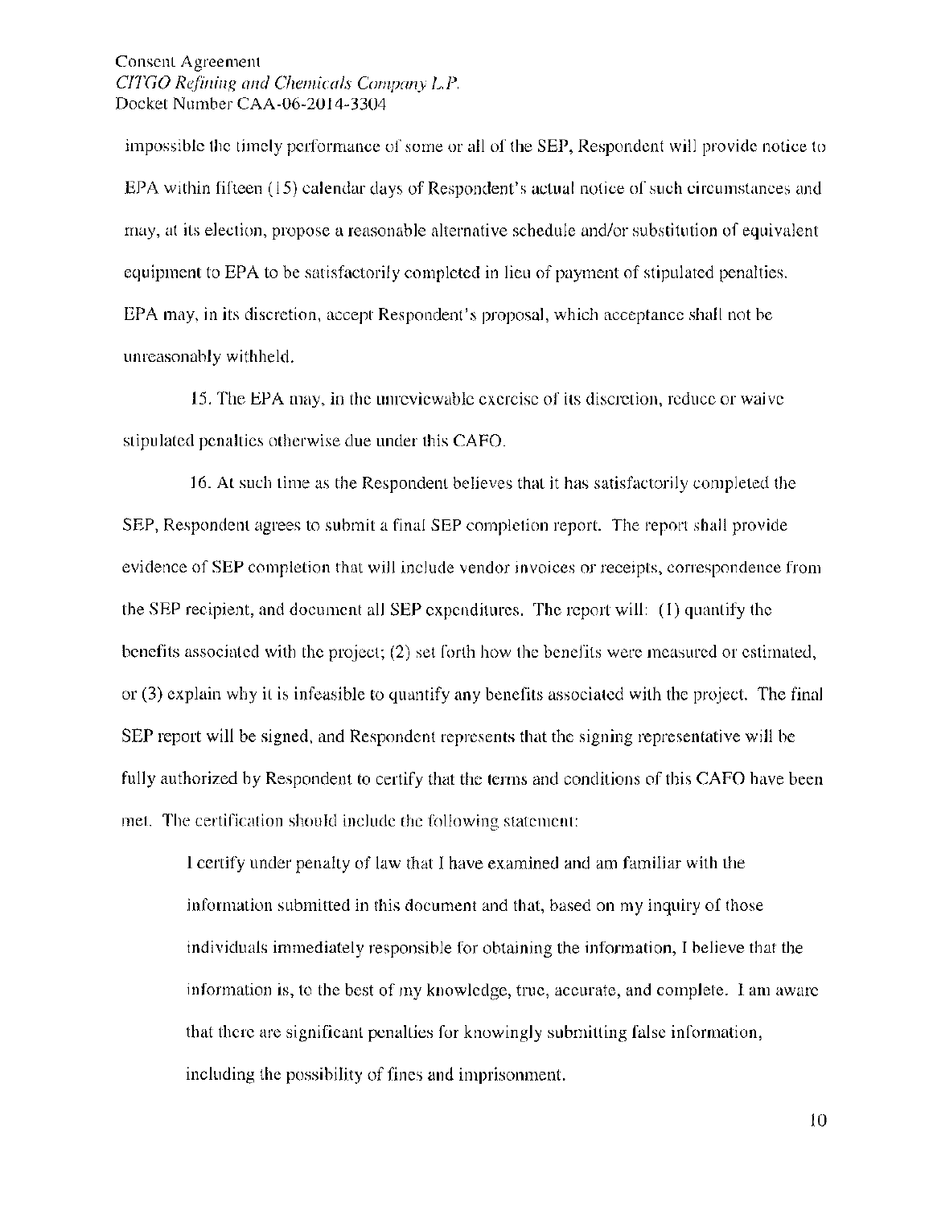impossible the timely performance of some or all of the SEP, Respondent will provide notice to EPA within fifteen (15) calendar days of Respondent's actual notice of such circumstances and may, at its election, propose a reasonable alternative schedule and/or substitution of equivalent equipment to EPA to be satisfactorily completed in lieu of payment of stipulated penalties. EPA may, in its discretion, accept Respondent's proposal, which acceptance shall not be unreasonably withheld.

15. The EPA may, in the unreviewable exercise of its discretion, reduce or waive stipulated penalties otherwise due under this CAFO.

16. At such time as the Respondent believes that it has satisfactorily completed the SEP, Respondent agrees to submit a final SEP completion report. The report shall provide evidence of SEP completion that will include vendor invoices or receipts, correspondence from the SEP recipient, and document all SEP expenditures. The report will: (1) quantify the benefits associated with the project; (2) set forth how the benefits were measured or estimated, or (3) explain why it is infeasible to quantify any benefits associated with the project. The final SEP report will be signed, and Respondent represents that the signing representative will be fully authorized by Respondent to certify that the terms and conditions of this CAFO have been met. The certification should include the following statement:

> I certify under penalty of law that I have examined and am familiar with the information submitted in this document and that, based on my inquiry of those individuals immediately responsible for obtaining the information, I believe that the information is, to the best of my knowledge, true, accurate, and complete. I am aware that there are significant penalties for knowingly submitting false information, including the possibility of fines and imprisonment.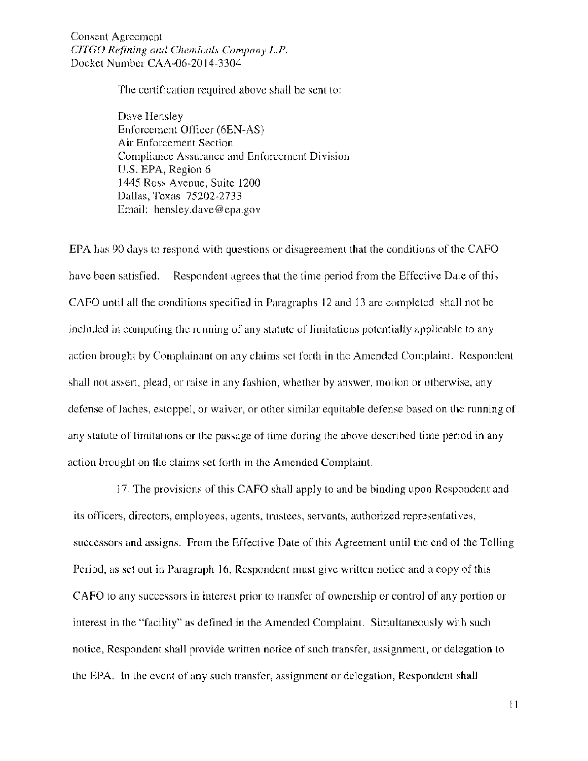The certification required above shall be sent to:

Dave Hensley
Enforcement Officer (6EN-AS)
Air Enforcement Section
Compliance Assurance and Enforcement Division
U.S. EPA, Region 6
1445 Ross Avenue, Suite 1200
Dallas, Texas 75202-2733
Email: hensley.dave@epa.gov

EPA has 90 days to respond with questions or disagreement that the conditions of the CAFO have been satisfied. Respondent agrees that the time period from the Effective Date of this CAFO until all the conditions specified in Paragraphs 12 and 13 are completed shall not be included in computing the running of any statute of limitations potentially applicable to any action brought by Complainant on any claims set forth in the Amended Complaint. Respondent shall not assert, plead, or raise in any fashion, whether by answer, motion or otherwise, any defense of laches, estoppel, or waiver, or other similar equitable defense based on the running of any statute of limitations or the passage of time during the above described time period in any action brought on the claims set forth in the Amended Complaint.

17. The provisions of this CAFO shall apply to and be binding upon Respondent and its officers, directors, employees, agents, trustees, servants, authorized representatives, successors and assigns. From the Effective Date of this Agreement until the end of the Tolling Period, as set out in Paragraph 16, Respondent must give written notice and a copy of this CAFO to any successors in interest prior to transfer of ownership or control of any portion or interest in the "facility" as defined in the Amended Complaint. Simultaneously with such notice, Respondent shall provide written notice of such transfer, assignment, or delegation to the EPA. In the event of any such transfer, assignment or delegation, Respondent shall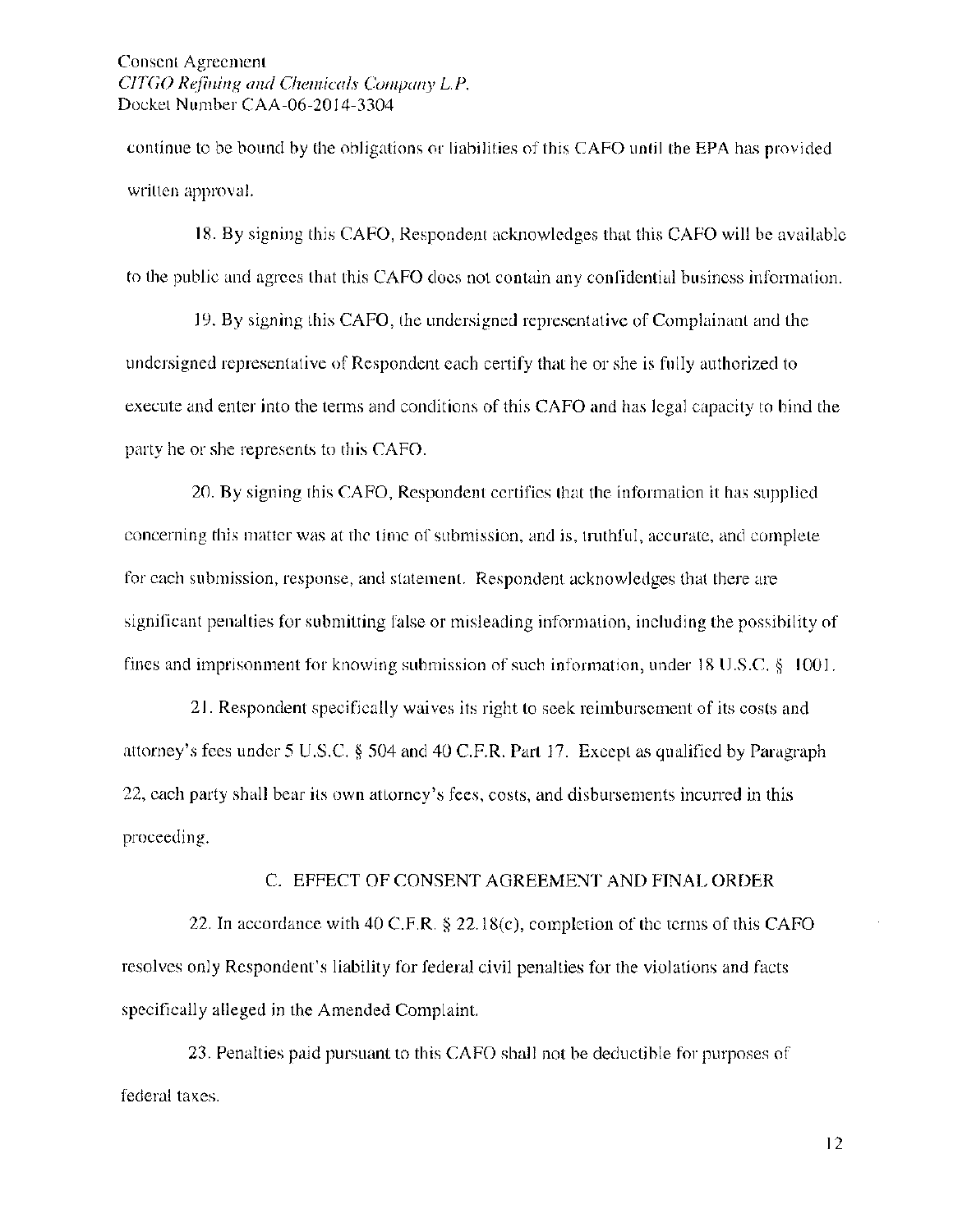continue to be bound by the obligations or liabilities of this CAFO until the EPA has provided written approval.

18. By signing this CAFO, Respondent acknowledges that this CAFO will be available to the public and agrees that this CAFO does not contain any confidential business information.

19. By signing this CAFO, the undersigned representative of Complainant and the undersigned representative of Respondent each certify that he or she is fully authorized to execute and enter into the terms and conditions of this CAFO and has legal capacity to bind the party he or she represents to this CAFO.

20. By signing this CAFO, Respondent certifies that the information it has supplied concerning this matter was at the time of submission, and is, truthful, accurate, and complete for each submission, response, and statement. Respondent acknowledges that there are significant penalties for submitting false or misleading information, including the possibility of fines and imprisonment for knowing submission of such information, under 18 U.S.C. § 1001.

21. Respondent specifically waives its right to seek reimbursement of its costs and attorney's fees under 5 U.S.C. § 504 and 40 C.F.R. Part 17. Except as qualified by Paragraph 22, each party shall bear its own attorney's fees, costs, and disbursements incurred in this proceeding.

## C. EFFECT OF CONSENT AGREEMENT AND FINAL ORDER

22. In accordance with 40 C.F.R. § 22.18(c), completion of the terms of this CAFO resolves only Respondent's liability for federal civil penalties for the violations and facts specifically alleged in the Amended Complaint.

23. Penalties paid pursuant to this CAFO shall not be deductible for purposes of federal taxes.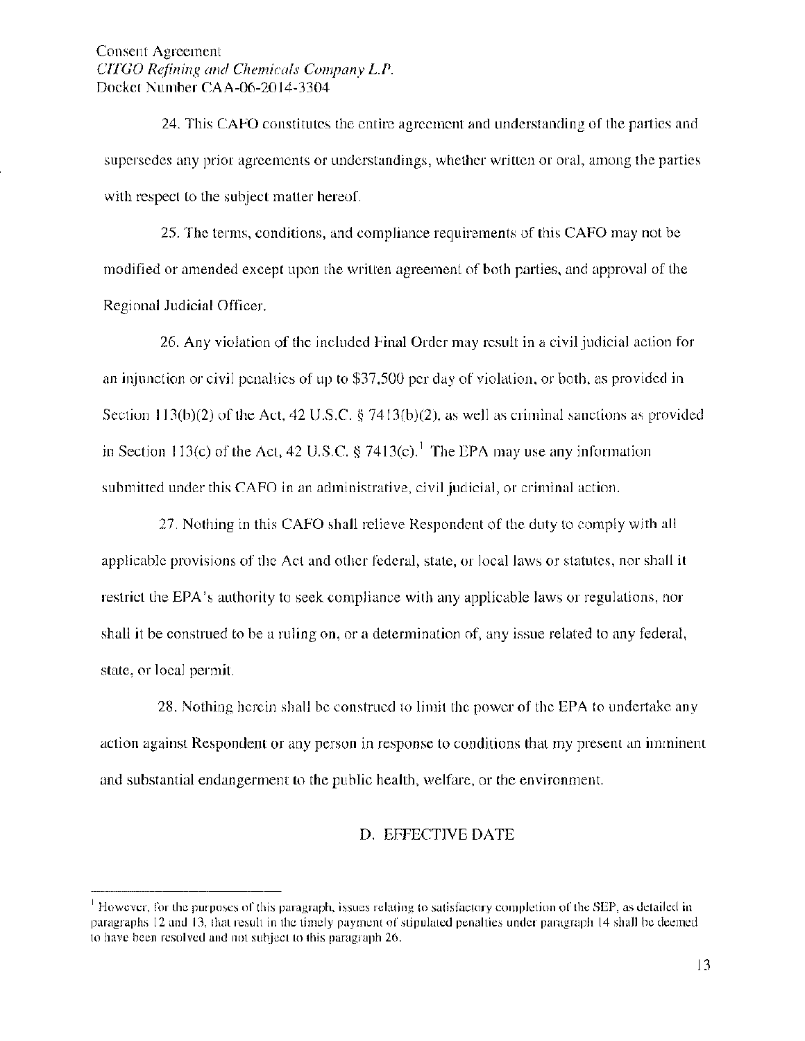24. This CAFO constitutes the entire agreement and understanding of the parties and supersedes any prior agreements or understandings, whether written or oral, among the parties with respect to the subject matter hereof.

25. The terms, conditions, and compliance requirements of this CAFO may not be modified or amended except upon the written agreement of both parties, and approval of the Regional Judicial Officer.

26. Any violation of the included Final Order may result in a civil judicial action for an injunction or civil penalties of up to $37,500 per day of violation, or both, as provided in Section 113(b)(2) of the Act, 42 U.S.C. § 7413(b)(2), as well as criminal sanctions as provided in Section 113(c) of the Act, 42 U.S.C. § 7413(c).[1] The EPA may use any information submitted under this CAFO in an administrative, civil judicial, or criminal action.

27. Nothing in this CAFO shall relieve Respondent of the duty to comply with all applicable provisions of the Act and other federal, state, or local laws or statutes, nor shall it restrict the EPA's authority to seek compliance with any applicable laws or regulations, nor shall it be construed to be a ruling on, or a determination of, any issue related to any federal, state, or local permit.

28. Nothing herein shall be construed to limit the power of the EPA to undertake any action against Respondent or any person in response to conditions that my present an imminent and substantial endangerment to the public health, welfare, or the environment.

## D. EFFECTIVE DATE

---

[1] However, for the purposes of this paragraph, issues relating to satisfactory completion of the SEP, as detailed in paragraphs 12 and 13, that result in the timely payment of stipulated penalties under paragraph 14 shall be deemed to have been resolved and not subject to this paragraph 26.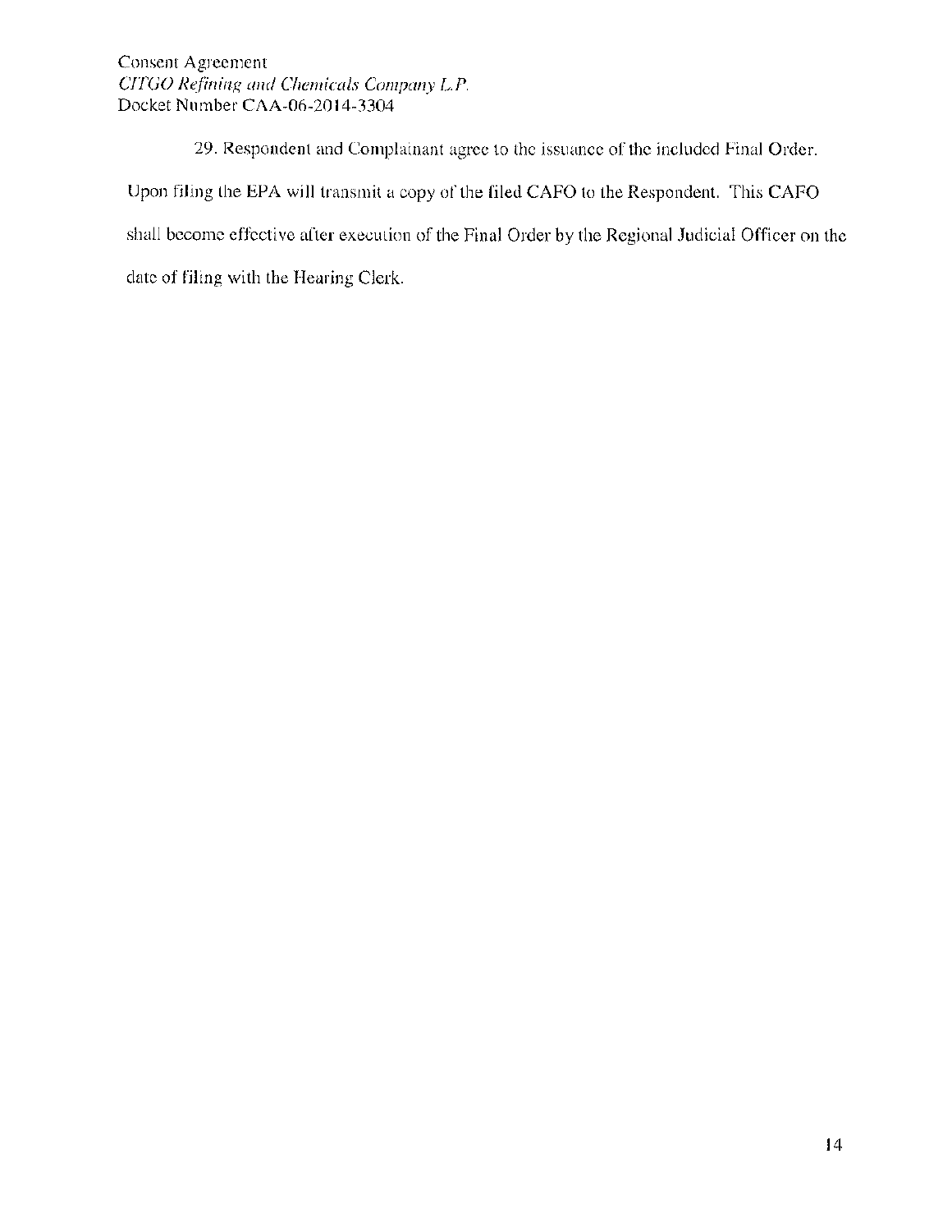29. Respondent and Complainant agree to the issuance of the included Final Order. Upon filing the EPA will transmit a copy of the filed CAFO to the Respondent. This CAFO shall become effective after execution of the Final Order by the Regional Judicial Officer on the date of filing with the Hearing Clerk.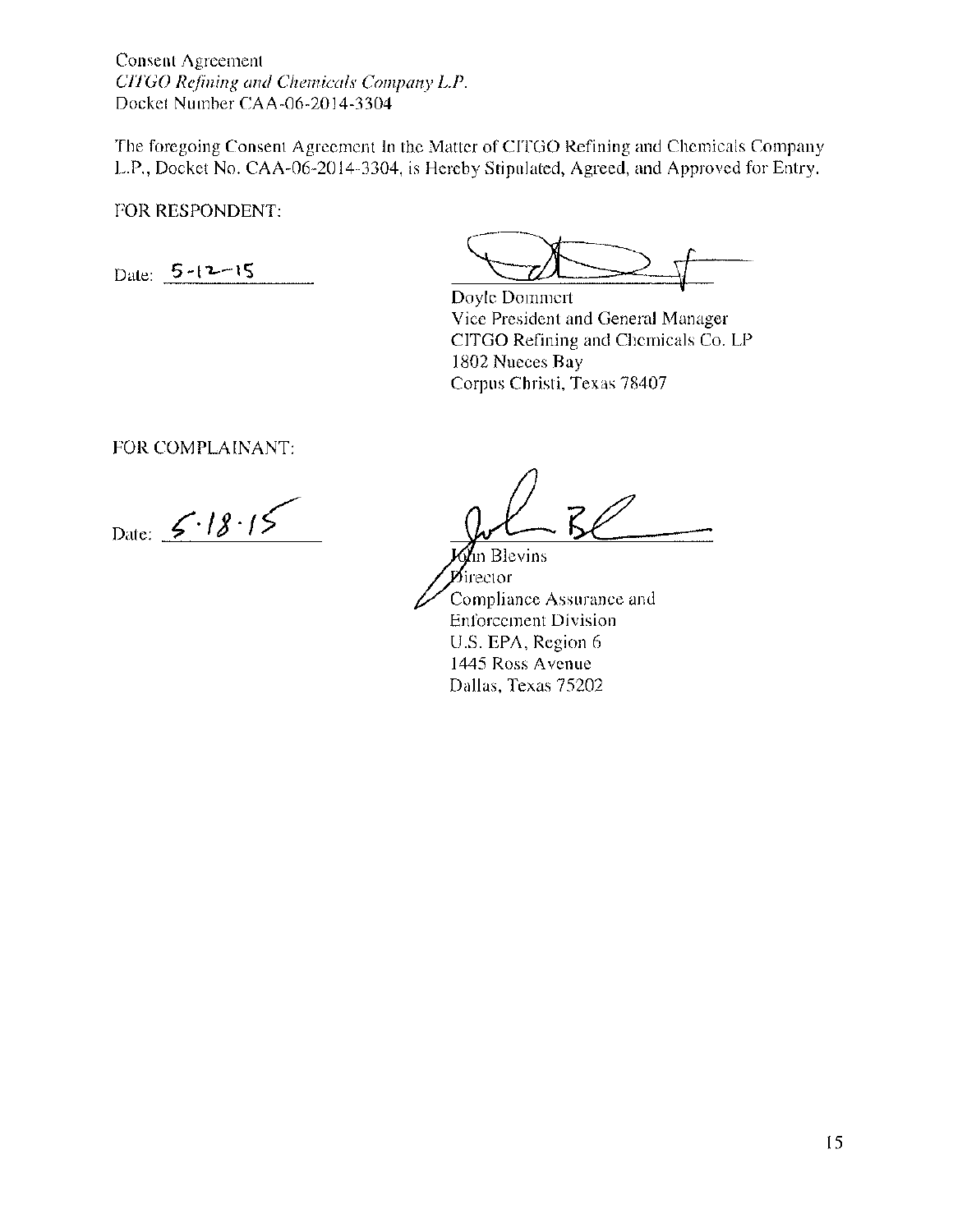Consent Agreement
*CITGO Refining and Chemicals Company L.P.*
Docket Number CAA-06-2014-3304

The foregoing Consent Agreement In the Matter of CITGO Refining and Chemicals Company L.P., Docket No. CAA-06-2014-3304, is Hereby Stipulated, Agreed, and Approved for Entry.

FOR RESPONDENT:

Date: 5-12-15

Doyle Dommert
Vice President and General Manager
CITGO Refining and Chemicals Co. LP
1802 Nueces Bay
Corpus Christi, Texas 78407

FOR COMPLAINANT:

Date: 5·18·15

John Blevins
Director
Compliance Assurance and
Enforcement Division
U.S. EPA, Region 6
1445 Ross Avenue
Dallas, Texas 75202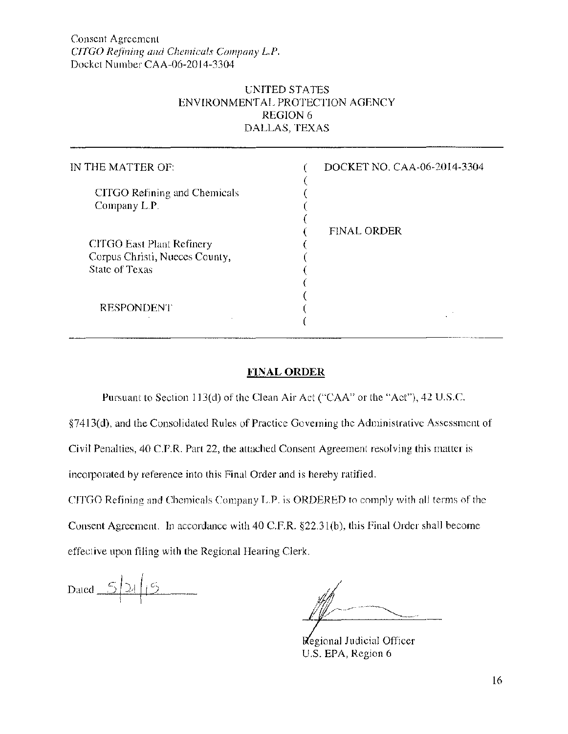UNITED STATES
ENVIRONMENTAL PROTECTION AGENCY
REGION 6
DALLAS, TEXAS

| | | |
|---|---|---|
| IN THE MATTER OF: | ( | DOCKET NO. CAA-06-2014-3304 |
| | ( | |
| CITGO Refining and Chemicals | ( | |
| Company L.P. | ( | |
| | ( | |
| | ( | FINAL ORDER |
| CITGO East Plant Refinery | ( | |
| Corpus Christi, Nueces County, | ( | |
| State of Texas | ( | |
| | ( | |
| | ( | |
| RESPONDENT | ( | |
| | ( | |

## FINAL ORDER

Pursuant to Section 113(d) of the Clean Air Act ("CAA" or the "Act"), 42 U.S.C. §7413(d), and the Consolidated Rules of Practice Governing the Administrative Assessment of Civil Penalties, 40 C.F.R. Part 22, the attached Consent Agreement resolving this matter is incorporated by reference into this Final Order and is hereby ratified.

CITGO Refining and Chemicals Company L.P. is ORDERED to comply with all terms of the Consent Agreement. In accordance with 40 C.F.R. §22.31(b), this Final Order shall become effective upon filing with the Regional Hearing Clerk.

Dated 5/21/15

Regional Judicial Officer
U.S. EPA, Region 6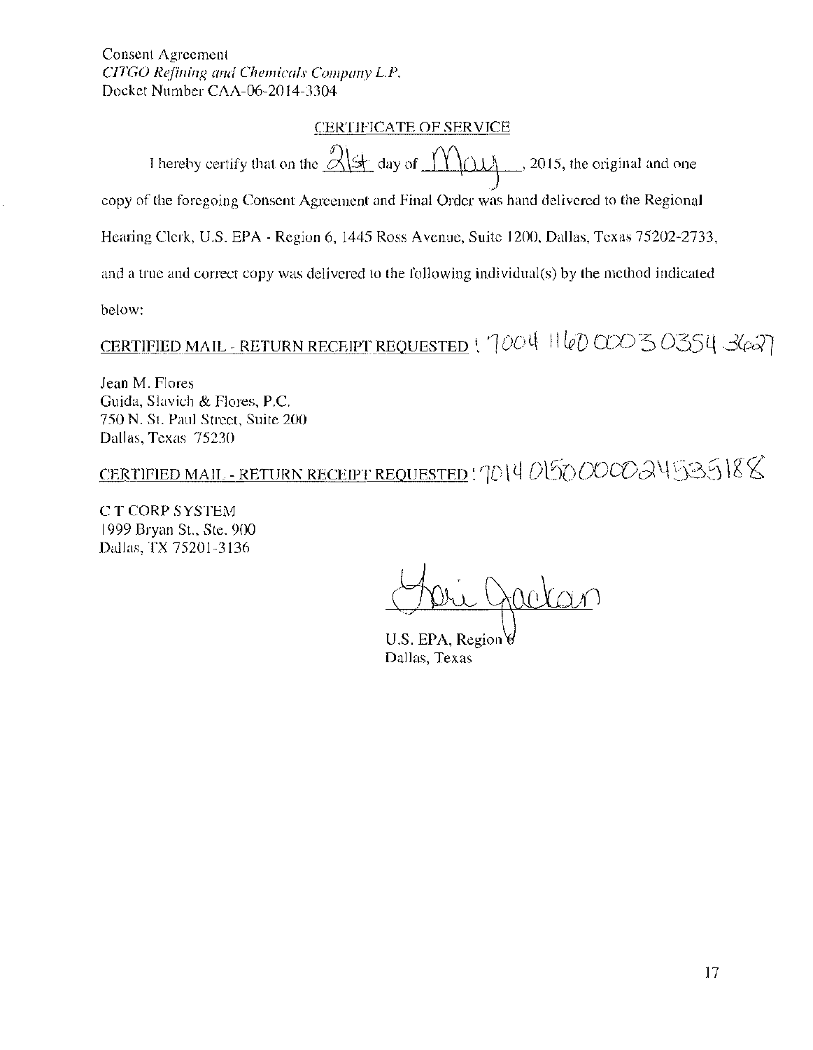Consent Agreement
*CITGO Refining and Chemicals Company L.P.*
Docket Number CAA-06-2014-3304

## CERTIFICATE OF SERVICE

I hereby certify that on the 21st day of May, 2015, the original and one copy of the foregoing Consent Agreement and Final Order was hand delivered to the Regional Hearing Clerk, U.S. EPA - Region 6, 1445 Ross Avenue, Suite 1200, Dallas, Texas 75202-2733, and a true and correct copy was delivered to the following individual(s) by the method indicated below:

CERTIFIED MAIL - RETURN RECEIPT REQUESTED : 7004 1160 0003 0354 3627

Jean M. Flores
Guida, Slavich & Flores, P.C.
750 N. St. Paul Street, Suite 200
Dallas, Texas 75230

CERTIFIED MAIL - RETURN RECEIPT REQUESTED : 7014 0150 0000 2453 5188

C T CORP SYSTEM
1999 Bryan St., Ste. 900
Dallas, TX 75201-3136

Lori Jackson
U.S. EPA, Region 6
Dallas, Texas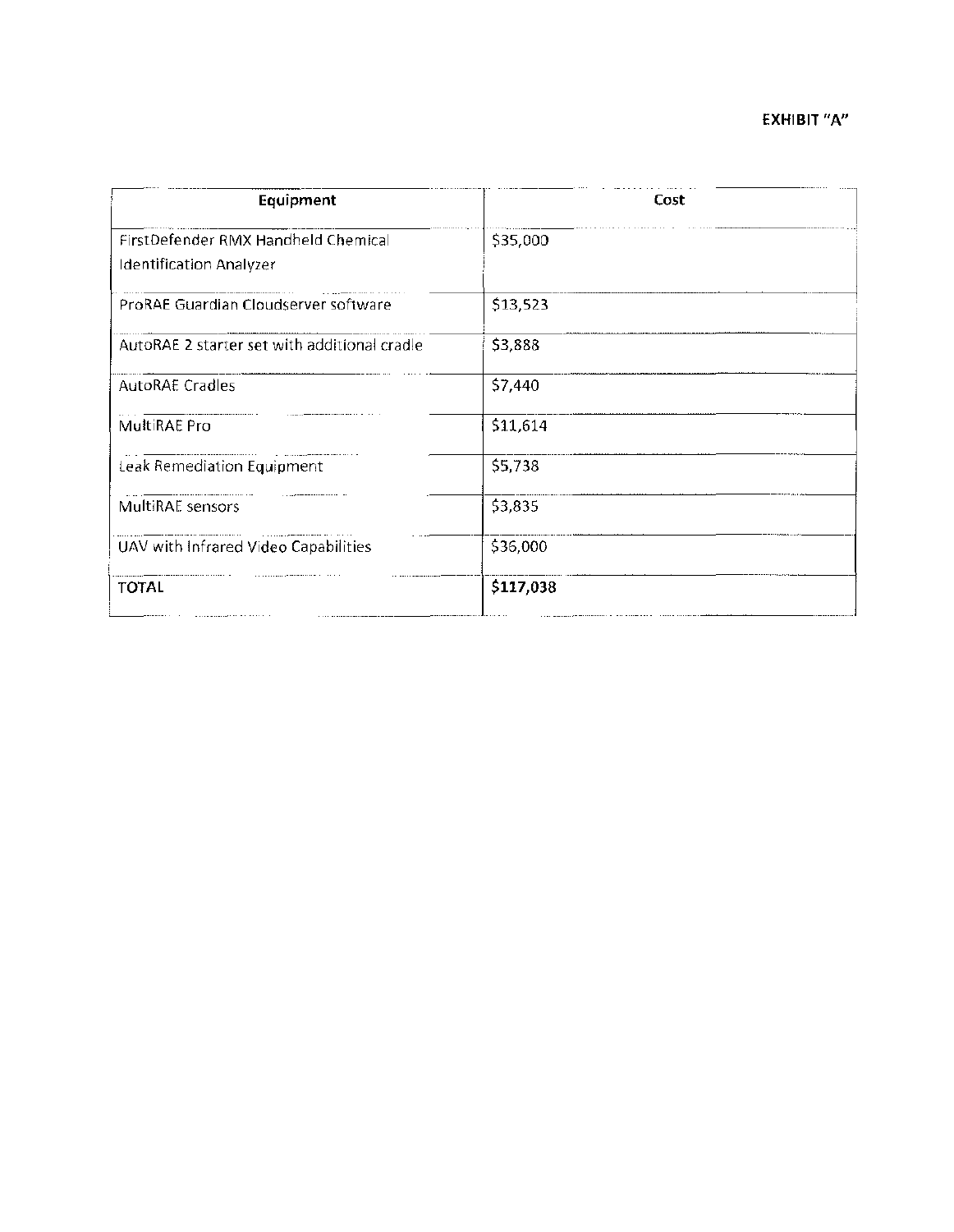**EXHIBIT "A"**

| Equipment | Cost |
|---|---|
| FirstDefender RMX Handheld Chemical Identification Analyzer | $35,000 |
| ProRAE Guardian Cloudserver software | $13,523 |
| AutoRAE 2 starter set with additional cradle | $3,888 |
| AutoRAE Cradles | $7,440 |
| MultiRAE Pro | $11,614 |
| Leak Remediation Equipment | $5,738 |
| MultiRAE sensors | $3,835 |
| UAV with Infrared Video Capabilities | $36,000 |
| **TOTAL** | **$117,038** |